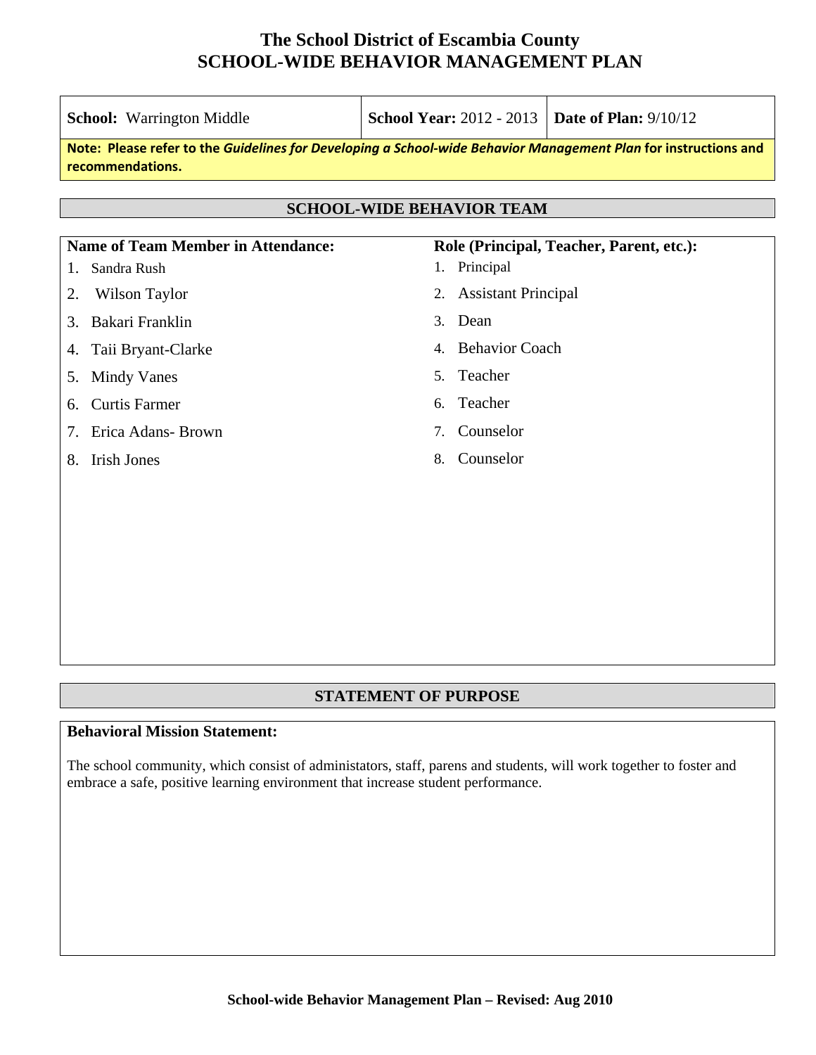# The School District of Escambia County
# SCHOOL-WIDE BEHAVIOR MANAGEMENT PLAN

| **School:** Warrington Middle | **School Year:** 2012 - 2013 | **Date of Plan:** 9/10/12 |
|---|---|---|

**Note: Please refer to the *Guidelines for Developing a School-wide Behavior Management Plan* for instructions and recommendations.**

## SCHOOL-WIDE BEHAVIOR TEAM

| Name of Team Member in Attendance: | Role (Principal, Teacher, Parent, etc.): |
|---|---|
| 1. Sandra Rush | 1. Principal |
| 2. Wilson Taylor | 2. Assistant Principal |
| 3. Bakari Franklin | 3. Dean |
| 4. Taii Bryant-Clarke | 4. Behavior Coach |
| 5. Mindy Vanes | 5. Teacher |
| 6. Curtis Farmer | 6. Teacher |
| 7. Erica Adans- Brown | 7. Counselor |
| 8. Irish Jones | 8. Counselor |

## STATEMENT OF PURPOSE

**Behavioral Mission Statement:**

The school community, which consist of administators, staff, parens and students, will work together to foster and embrace a safe, positive learning environment that increase student performance.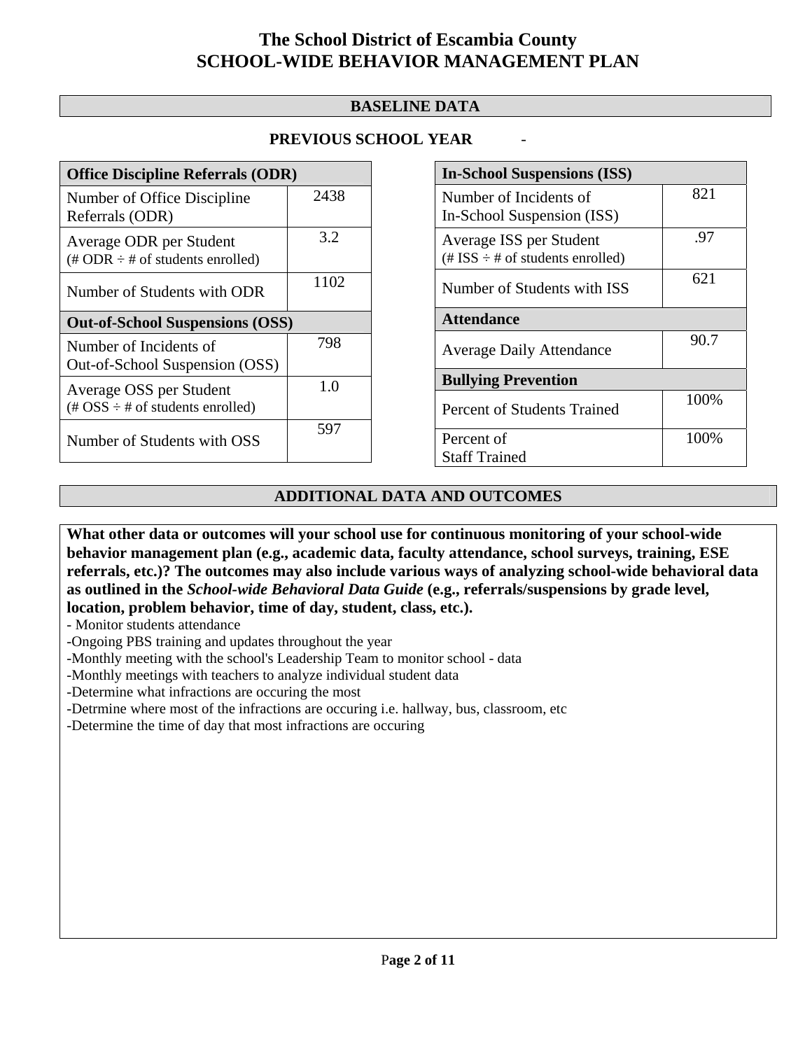# The School District of Escambia County
# SCHOOL-WIDE BEHAVIOR MANAGEMENT PLAN

## BASELINE DATA

**PREVIOUS SCHOOL YEAR** -

| Office Discipline Referrals (ODR) | |
|---|---|
| Number of Office Discipline Referrals (ODR) | 2438 |
| Average ODR per Student (# ODR ÷ # of students enrolled) | 3.2 |
| Number of Students with ODR | 1102 |
| **Out-of-School Suspensions (OSS)** | |
| Number of Incidents of Out-of-School Suspension (OSS) | 798 |
| Average OSS per Student (# OSS ÷ # of students enrolled) | 1.0 |
| Number of Students with OSS | 597 |

| In-School Suspensions (ISS) | |
|---|---|
| Number of Incidents of In-School Suspension (ISS) | 821 |
| Average ISS per Student (# ISS ÷ # of students enrolled) | .97 |
| Number of Students with ISS | 621 |
| **Attendance** | |
| Average Daily Attendance | 90.7 |
| **Bullying Prevention** | |
| Percent of Students Trained | 100% |
| Percent of Staff Trained | 100% |

## ADDITIONAL DATA AND OUTCOMES

**What other data or outcomes will your school use for continuous monitoring of your school-wide behavior management plan (e.g., academic data, faculty attendance, school surveys, training, ESE referrals, etc.)? The outcomes may also include various ways of analyzing school-wide behavioral data as outlined in the *School-wide Behavioral Data Guide* (e.g., referrals/suspensions by grade level, location, problem behavior, time of day, student, class, etc.).**

- Monitor students attendance
-Ongoing PBS training and updates throughout the year
-Monthly meeting with the school's Leadership Team to monitor school - data
-Monthly meetings with teachers to analyze individual student data
-Determine what infractions are occuring the most
-Detrmine where most of the infractions are occuring i.e. hallway, bus, classroom, etc
-Determine the time of day that most infractions are occuring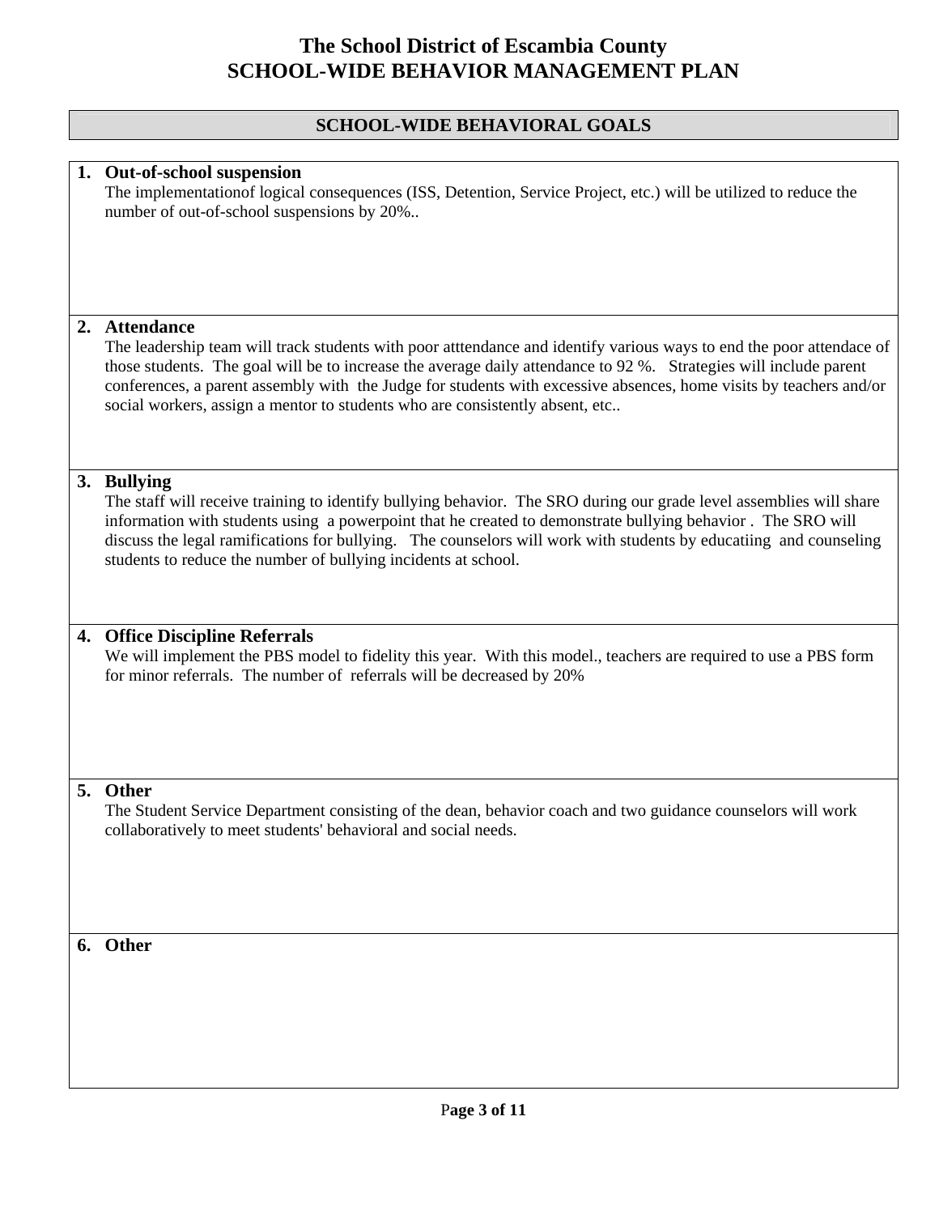# The School District of Escambia County
# SCHOOL-WIDE BEHAVIOR MANAGEMENT PLAN

## SCHOOL-WIDE BEHAVIORAL GOALS

1. **Out-of-school suspension**
   The implementationof logical consequences (ISS, Detention, Service Project, etc.) will be utilized to reduce the number of out-of-school suspensions by 20%..

2. **Attendance**
   The leadership team will track students with poor atttendance and identify various ways to end the poor attendace of those students. The goal will be to increase the average daily attendance to 92 %. Strategies will include parent conferences, a parent assembly with the Judge for students with excessive absences, home visits by teachers and/or social workers, assign a mentor to students who are consistently absent, etc..

3. **Bullying**
   The staff will receive training to identify bullying behavior. The SRO during our grade level assemblies will share information with students using a powerpoint that he created to demonstrate bullying behavior . The SRO will discuss the legal ramifications for bullying. The counselors will work with students by educatiing and counseling students to reduce the number of bullying incidents at school.

4. **Office Discipline Referrals**
   We will implement the PBS model to fidelity this year. With this model., teachers are required to use a PBS form for minor referrals. The number of referrals will be decreased by 20%

5. **Other**
   The Student Service Department consisting of the dean, behavior coach and two guidance counselors will work collaboratively to meet students' behavioral and social needs.

6. **Other**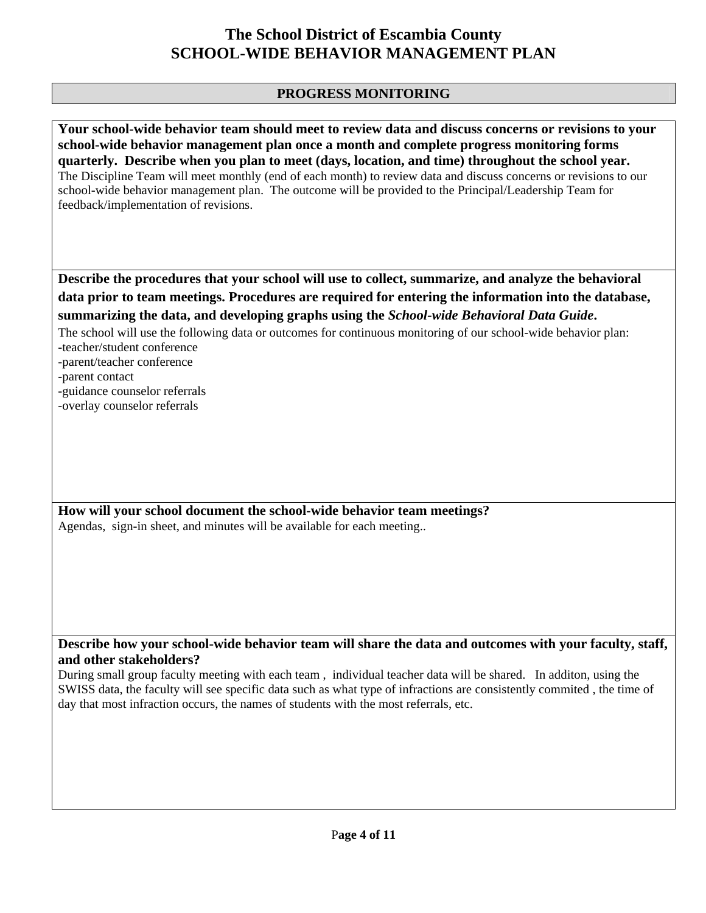# The School District of Escambia County
# SCHOOL-WIDE BEHAVIOR MANAGEMENT PLAN

## PROGRESS MONITORING

**Your school-wide behavior team should meet to review data and discuss concerns or revisions to your school-wide behavior management plan once a month and complete progress monitoring forms quarterly. Describe when you plan to meet (days, location, and time) throughout the school year.**

The Discipline Team will meet monthly (end of each month) to review data and discuss concerns or revisions to our school-wide behavior management plan. The outcome will be provided to the Principal/Leadership Team for feedback/implementation of revisions.

**Describe the procedures that your school will use to collect, summarize, and analyze the behavioral data prior to team meetings. Procedures are required for entering the information into the database, summarizing the data, and developing graphs using the *School-wide Behavioral Data Guide*.**

The school will use the following data or outcomes for continuous monitoring of our school-wide behavior plan:

-teacher/student conference
-parent/teacher conference
-parent contact
-guidance counselor referrals
-overlay counselor referrals

**How will your school document the school-wide behavior team meetings?**

Agendas, sign-in sheet, and minutes will be available for each meeting..

**Describe how your school-wide behavior team will share the data and outcomes with your faculty, staff, and other stakeholders?**

During small group faculty meeting with each team , individual teacher data will be shared. In additon, using the SWISS data, the faculty will see specific data such as what type of infractions are consistently commited , the time of day that most infraction occurs, the names of students with the most referrals, etc.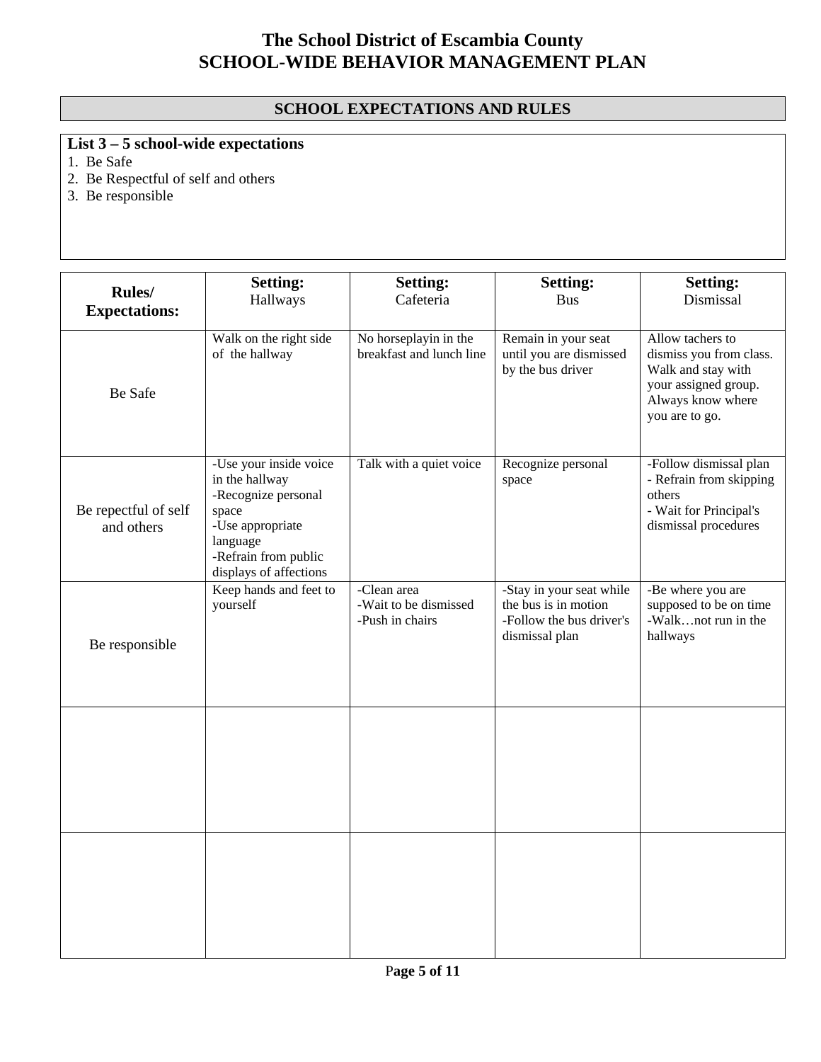# The School District of Escambia County
# SCHOOL-WIDE BEHAVIOR MANAGEMENT PLAN

## SCHOOL EXPECTATIONS AND RULES

**List 3 – 5 school-wide expectations**

1. Be Safe
2. Be Respectful of self and others
3. Be responsible

| **Rules/ Expectations:** | **Setting:** Hallways | **Setting:** Cafeteria | **Setting:** Bus | **Setting:** Dismissal |
|---|---|---|---|---|
| Be Safe | Walk on the right side of the hallway | No horseplayin in the breakfast and lunch line | Remain in your seat until you are dismissed by the bus driver | Allow tachers to dismiss you from class. Walk and stay with your assigned group. Always know where you are to go. |
| Be repectful of self and others | -Use your inside voice in the hallway<br>-Recognize personal space<br>-Use appropriate language<br>-Refrain from public displays of affections | Talk with a quiet voice | Recognize personal space | -Follow dismissal plan<br>- Refrain from skipping others<br>- Wait for Principal's dismissal procedures |
| Be responsible | Keep hands and feet to yourself | -Clean area<br>-Wait to be dismissed<br>-Push in chairs | -Stay in your seat while the bus is in motion<br>-Follow the bus driver's dismissal plan | -Be where you are supposed to be on time<br>-Walk…not run in the hallways |
| | | | | |
| | | | | |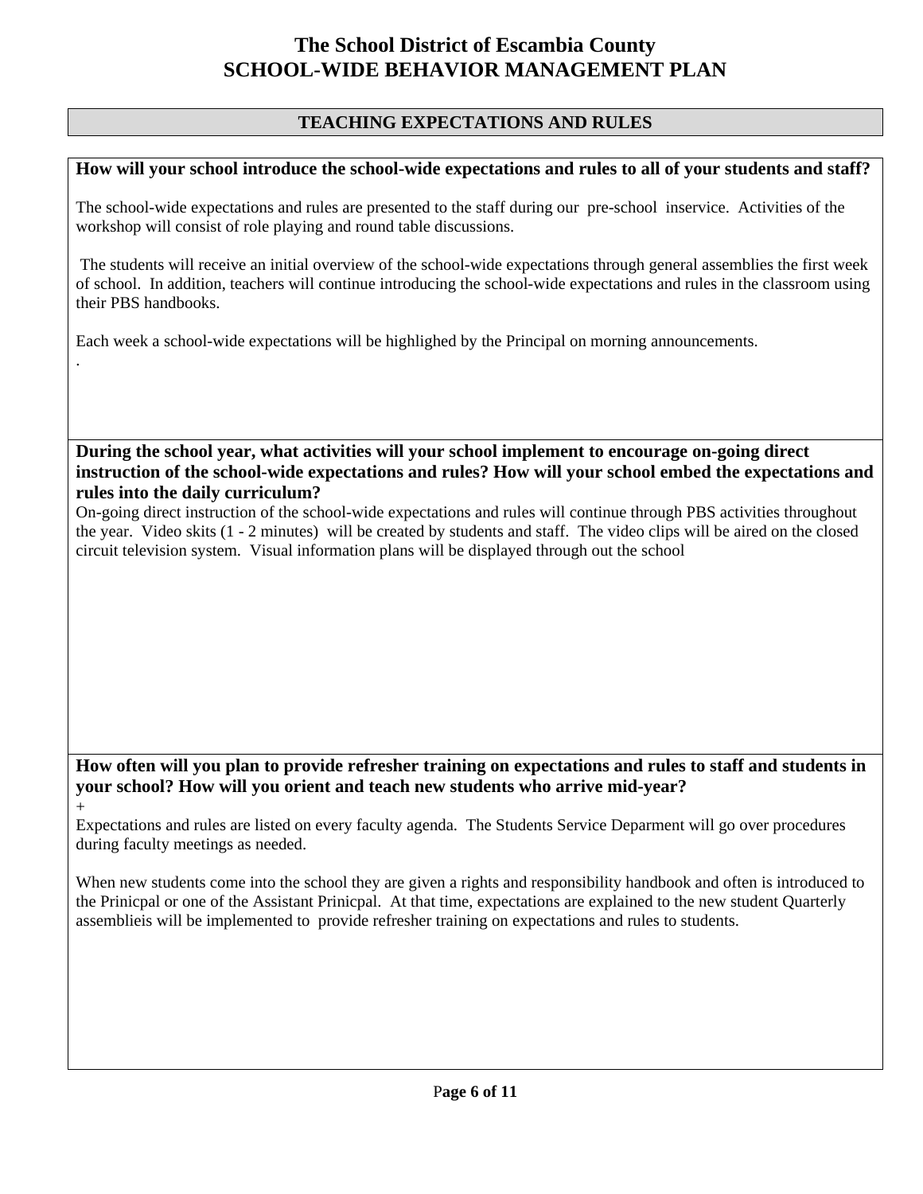# The School District of Escambia County
# SCHOOL-WIDE BEHAVIOR MANAGEMENT PLAN

## TEACHING EXPECTATIONS AND RULES

**How will your school introduce the school-wide expectations and rules to all of your students and staff?**

The school-wide expectations and rules are presented to the staff during our pre-school inservice. Activities of the workshop will consist of role playing and round table discussions.

The students will receive an initial overview of the school-wide expectations through general assemblies the first week of school. In addition, teachers will continue introducing the school-wide expectations and rules in the classroom using their PBS handbooks.

Each week a school-wide expectations will be highlighed by the Principal on morning announcements.

.

**During the school year, what activities will your school implement to encourage on-going direct instruction of the school-wide expectations and rules? How will your school embed the expectations and rules into the daily curriculum?**

On-going direct instruction of the school-wide expectations and rules will continue through PBS activities throughout the year. Video skits (1 - 2 minutes) will be created by students and staff. The video clips will be aired on the closed circuit television system. Visual information plans will be displayed through out the school

**How often will you plan to provide refresher training on expectations and rules to staff and students in your school? How will you orient and teach new students who arrive mid-year?**

+

Expectations and rules are listed on every faculty agenda. The Students Service Deparment will go over procedures during faculty meetings as needed.

When new students come into the school they are given a rights and responsibility handbook and often is introduced to the Prinicpal or one of the Assistant Prinicpal. At that time, expectations are explained to the new student Quarterly assemblieis will be implemented to provide refresher training on expectations and rules to students.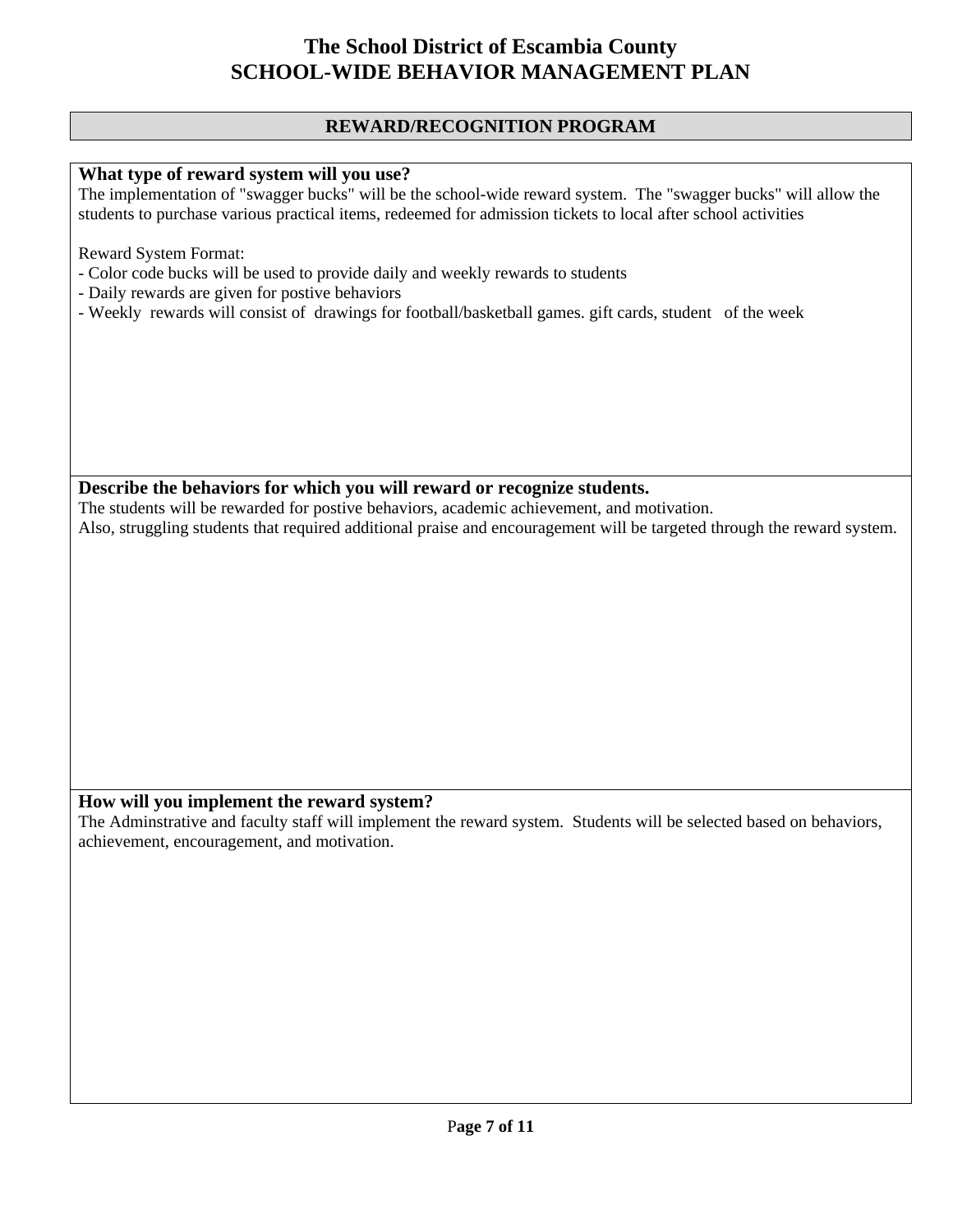# The School District of Escambia County
# SCHOOL-WIDE BEHAVIOR MANAGEMENT PLAN

## REWARD/RECOGNITION PROGRAM

**What type of reward system will you use?**

The implementation of "swagger bucks" will be the school-wide reward system. The "swagger bucks" will allow the students to purchase various practical items, redeemed for admission tickets to local after school activities

Reward System Format:

- Color code bucks will be used to provide daily and weekly rewards to students
- Daily rewards are given for postive behaviors
- Weekly rewards will consist of drawings for football/basketball games. gift cards, student of the week

**Describe the behaviors for which you will reward or recognize students.**

The students will be rewarded for postive behaviors, academic achievement, and motivation.
Also, struggling students that required additional praise and encouragement will be targeted through the reward system.

**How will you implement the reward system?**

The Adminstrative and faculty staff will implement the reward system. Students will be selected based on behaviors, achievement, encouragement, and motivation.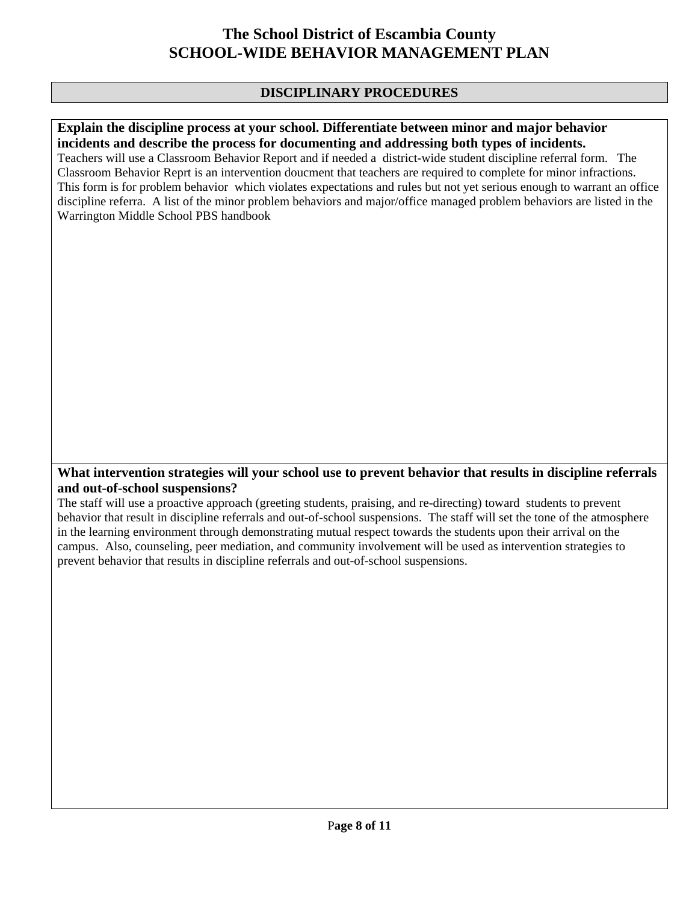# The School District of Escambia County
# SCHOOL-WIDE BEHAVIOR MANAGEMENT PLAN

## DISCIPLINARY PROCEDURES

**Explain the discipline process at your school. Differentiate between minor and major behavior incidents and describe the process for documenting and addressing both types of incidents.**

Teachers will use a Classroom Behavior Report and if needed a district-wide student discipline referral form. The Classroom Behavior Reprt is an intervention doucment that teachers are required to complete for minor infractions. This form is for problem behavior which violates expectations and rules but not yet serious enough to warrant an office discipline referra. A list of the minor problem behaviors and major/office managed problem behaviors are listed in the Warrington Middle School PBS handbook

**What intervention strategies will your school use to prevent behavior that results in discipline referrals and out-of-school suspensions?**

The staff will use a proactive approach (greeting students, praising, and re-directing) toward students to prevent behavior that result in discipline referrals and out-of-school suspensions. The staff will set the tone of the atmosphere in the learning environment through demonstrating mutual respect towards the students upon their arrival on the campus. Also, counseling, peer mediation, and community involvement will be used as intervention strategies to prevent behavior that results in discipline referrals and out-of-school suspensions.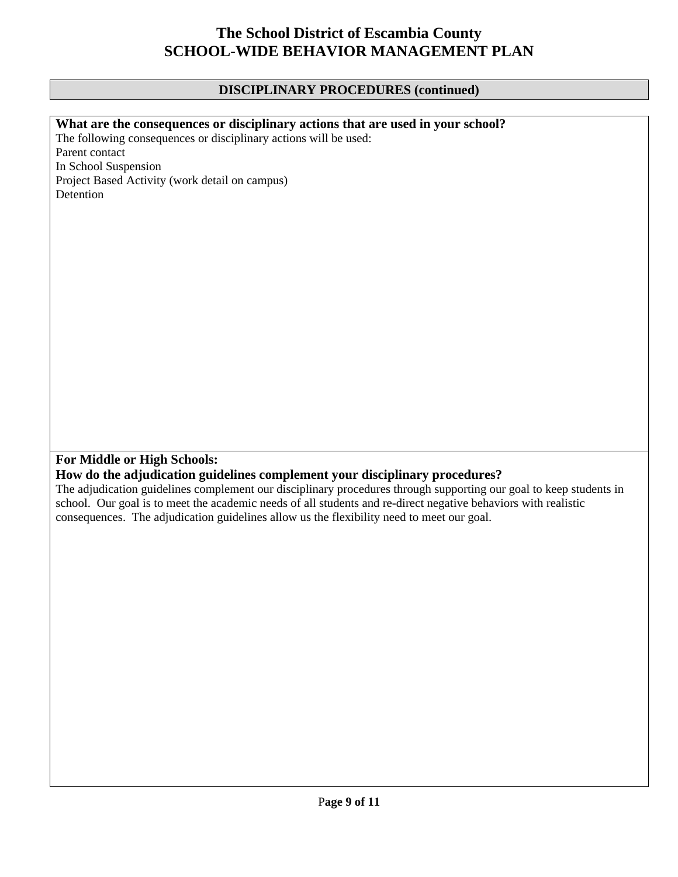## DISCIPLINARY PROCEDURES (continued)

**What are the consequences or disciplinary actions that are used in your school?**

The following consequences or disciplinary actions will be used:
Parent contact
In School Suspension
Project Based Activity (work detail on campus)
Detention

**For Middle or High Schools:**
**How do the adjudication guidelines complement your disciplinary procedures?**

The adjudication guidelines complement our disciplinary procedures through supporting our goal to keep students in school. Our goal is to meet the academic needs of all students and re-direct negative behaviors with realistic consequences. The adjudication guidelines allow us the flexibility need to meet our goal.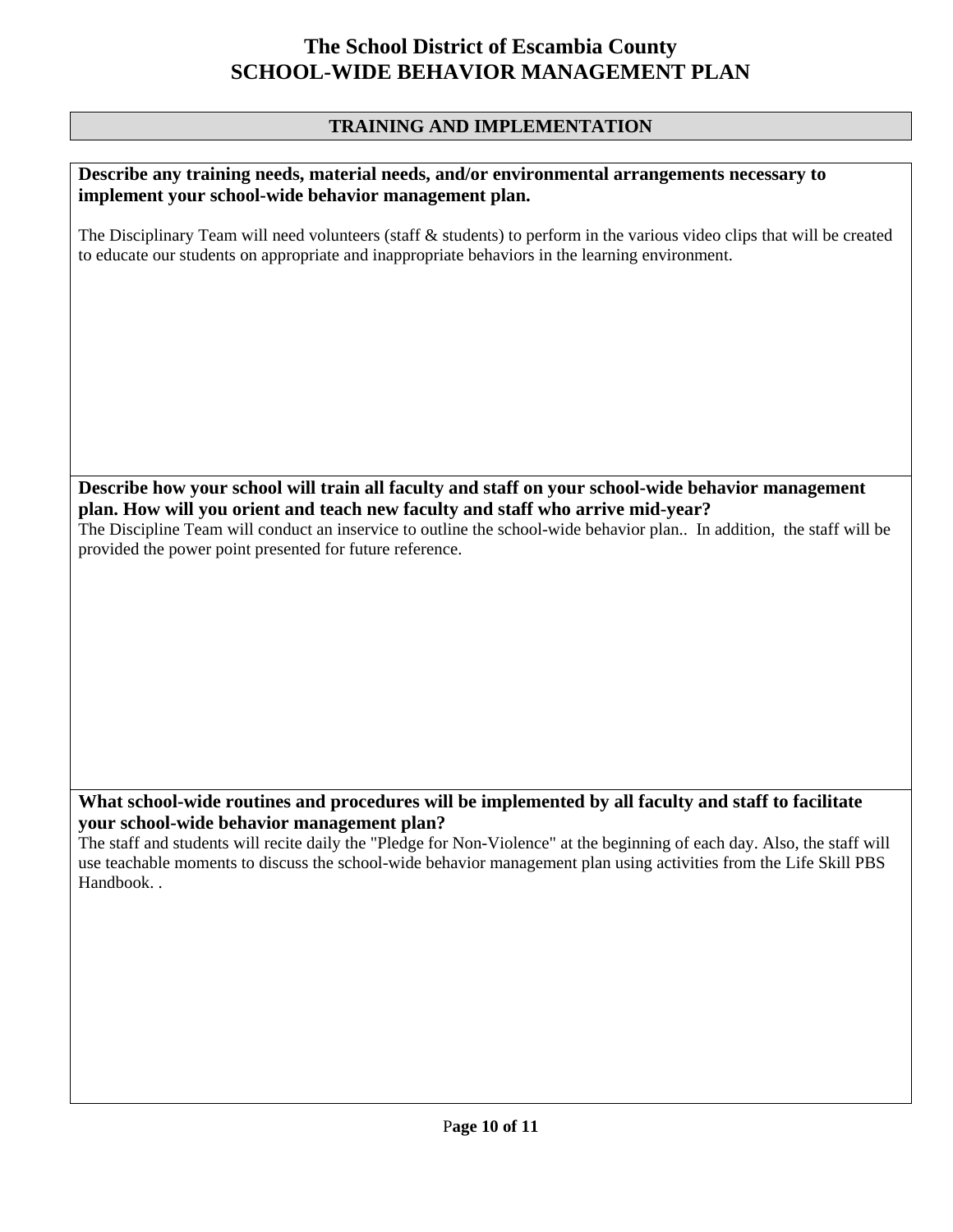# The School District of Escambia County
# SCHOOL-WIDE BEHAVIOR MANAGEMENT PLAN

## TRAINING AND IMPLEMENTATION

**Describe any training needs, material needs, and/or environmental arrangements necessary to implement your school-wide behavior management plan.**

The Disciplinary Team will need volunteers (staff & students) to perform in the various video clips that will be created to educate our students on appropriate and inappropriate behaviors in the learning environment.

**Describe how your school will train all faculty and staff on your school-wide behavior management plan. How will you orient and teach new faculty and staff who arrive mid-year?**

The Discipline Team will conduct an inservice to outline the school-wide behavior plan.. In addition, the staff will be provided the power point presented for future reference.

**What school-wide routines and procedures will be implemented by all faculty and staff to facilitate your school-wide behavior management plan?**

The staff and students will recite daily the "Pledge for Non-Violence" at the beginning of each day. Also, the staff will use teachable moments to discuss the school-wide behavior management plan using activities from the Life Skill PBS Handbook. .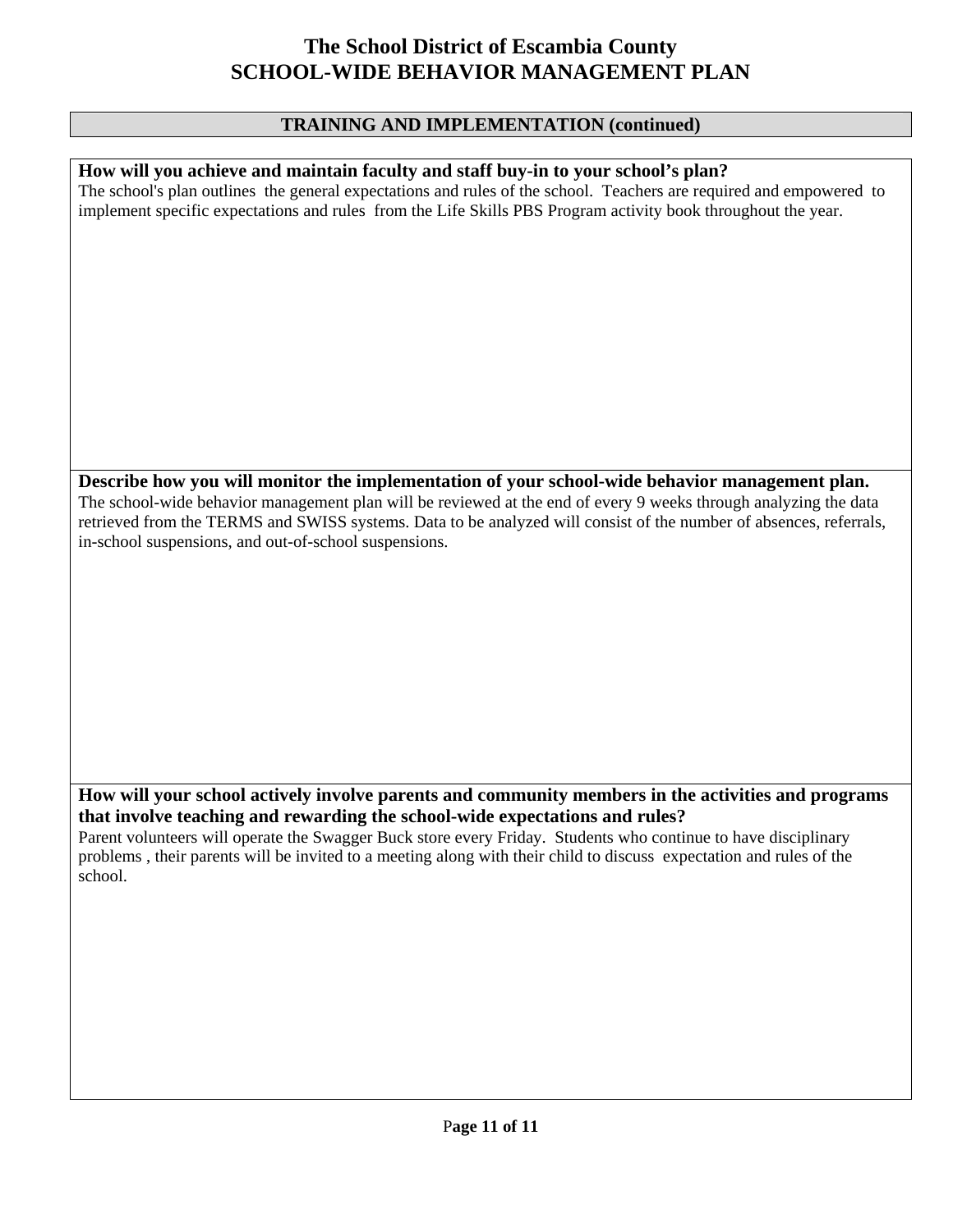# The School District of Escambia County
# SCHOOL-WIDE BEHAVIOR MANAGEMENT PLAN

## TRAINING AND IMPLEMENTATION (continued)

**How will you achieve and maintain faculty and staff buy-in to your school's plan?**

The school's plan outlines the general expectations and rules of the school. Teachers are required and empowered to implement specific expectations and rules from the Life Skills PBS Program activity book throughout the year.

**Describe how you will monitor the implementation of your school-wide behavior management plan.**

The school-wide behavior management plan will be reviewed at the end of every 9 weeks through analyzing the data retrieved from the TERMS and SWISS systems. Data to be analyzed will consist of the number of absences, referrals, in-school suspensions, and out-of-school suspensions.

**How will your school actively involve parents and community members in the activities and programs that involve teaching and rewarding the school-wide expectations and rules?**

Parent volunteers will operate the Swagger Buck store every Friday. Students who continue to have disciplinary problems , their parents will be invited to a meeting along with their child to discuss expectation and rules of the school.